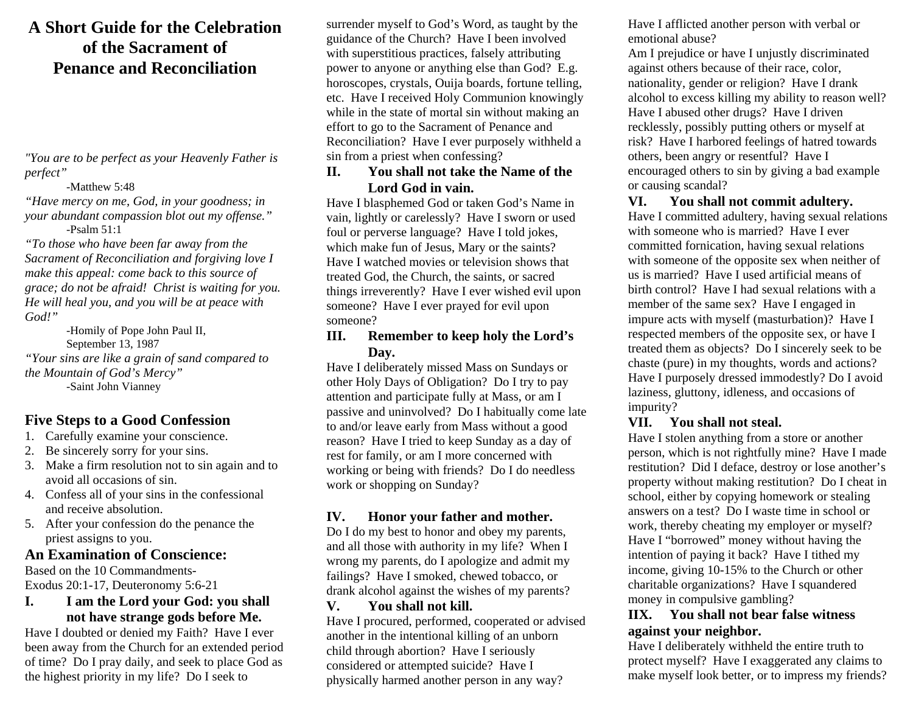# A Short Guide for the Celebration of the Sacrament of Penance and Reconciliation

*"You are to be perfect as your Heavenly Father is perfect"*

-Matthew 5:48

*"Have mercy on me, God, in your goodness; in your abundant compassion blot out my offense."*

-Psalm 51:1

*"To those who have been far away from the Sacrament of Reconciliation and forgiving love I make this appeal: come back to this source of grace; do not be afraid! Christ is waiting for you. He will heal you, and you will be at peace with God!"*

-Homily of Pope John Paul II, September 13, 1987

*"Your sins are like a grain of sand compared to the Mountain of God's Mercy"*

-Saint John Vianney

## Five Steps to a Good Confession

1. Carefully examine your conscience.
2. Be sincerely sorry for your sins.
3. Make a firm resolution not to sin again and to avoid all occasions of sin.
4. Confess all of your sins in the confessional and receive absolution.
5. After your confession do the penance the priest assigns to you.

## An Examination of Conscience:

Based on the 10 Commandments-
Exodus 20:1-17, Deuteronomy 5:6-21

### I. I am the Lord your God: you shall not have strange gods before Me.

Have I doubted or denied my Faith? Have I ever been away from the Church for an extended period of time? Do I pray daily, and seek to place God as the highest priority in my life? Do I seek to surrender myself to God's Word, as taught by the guidance of the Church? Have I been involved with superstitious practices, falsely attributing power to anyone or anything else than God? E.g. horoscopes, crystals, Ouija boards, fortune telling, etc. Have I received Holy Communion knowingly while in the state of mortal sin without making an effort to go to the Sacrament of Penance and Reconciliation? Have I ever purposely withheld a sin from a priest when confessing?

### II. You shall not take the Name of the Lord God in vain.

Have I blasphemed God or taken God's Name in vain, lightly or carelessly? Have I sworn or used foul or perverse language? Have I told jokes, which make fun of Jesus, Mary or the saints? Have I watched movies or television shows that treated God, the Church, the saints, or sacred things irreverently? Have I ever wished evil upon someone? Have I ever prayed for evil upon someone?

### III. Remember to keep holy the Lord's Day.

Have I deliberately missed Mass on Sundays or other Holy Days of Obligation? Do I try to pay attention and participate fully at Mass, or am I passive and uninvolved? Do I habitually come late to and/or leave early from Mass without a good reason? Have I tried to keep Sunday as a day of rest for family, or am I more concerned with working or being with friends? Do I do needless work or shopping on Sunday?

### IV. Honor your father and mother.

Do I do my best to honor and obey my parents, and all those with authority in my life? When I wrong my parents, do I apologize and admit my failings? Have I smoked, chewed tobacco, or drank alcohol against the wishes of my parents?

### V. You shall not kill.

Have I procured, performed, cooperated or advised another in the intentional killing of an unborn child through abortion? Have I seriously considered or attempted suicide? Have I physically harmed another person in any way? Have I afflicted another person with verbal or emotional abuse? Am I prejudice or have I unjustly discriminated against others because of their race, color, nationality, gender or religion? Have I drank alcohol to excess killing my ability to reason well? Have I abused other drugs? Have I driven recklessly, possibly putting others or myself at risk? Have I harbored feelings of hatred towards others, been angry or resentful? Have I encouraged others to sin by giving a bad example or causing scandal?

### VI. You shall not commit adultery.

Have I committed adultery, having sexual relations with someone who is married? Have I ever committed fornication, having sexual relations with someone of the opposite sex when neither of us is married? Have I used artificial means of birth control? Have I had sexual relations with a member of the same sex? Have I engaged in impure acts with myself (masturbation)? Have I respected members of the opposite sex, or have I treated them as objects? Do I sincerely seek to be chaste (pure) in my thoughts, words and actions? Have I purposely dressed immodestly? Do I avoid laziness, gluttony, idleness, and occasions of impurity?

### VII. You shall not steal.

Have I stolen anything from a store or another person, which is not rightfully mine? Have I made restitution? Did I deface, destroy or lose another's property without making restitution? Do I cheat in school, either by copying homework or stealing answers on a test? Do I waste time in school or work, thereby cheating my employer or myself? Have I "borrowed" money without having the intention of paying it back? Have I tithed my income, giving 10-15% to the Church or other charitable organizations? Have I squandered money in compulsive gambling?

### IIX. You shall not bear false witness against your neighbor.

Have I deliberately withheld the entire truth to protect myself? Have I exaggerated any claims to make myself look better, or to impress my friends?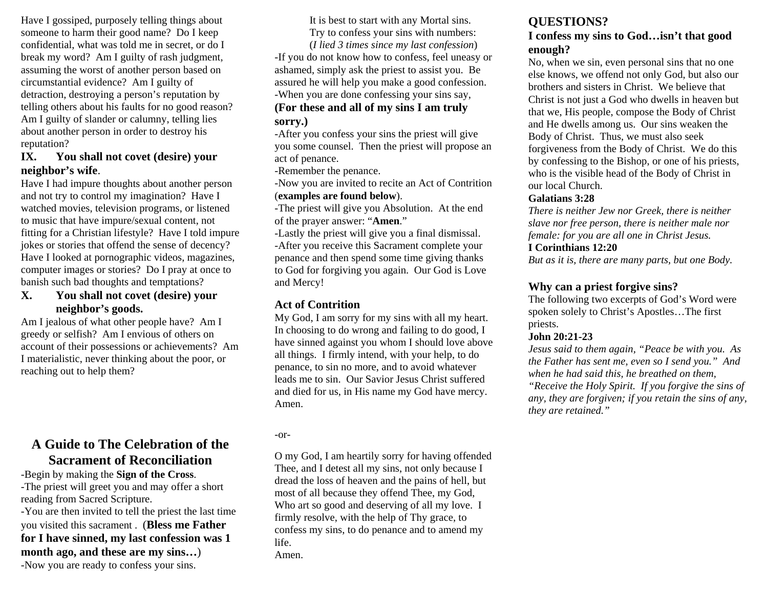Have I gossiped, purposely telling things about someone to harm their good name? Do I keep confidential, what was told me in secret, or do I break my word? Am I guilty of rash judgment, assuming the worst of another person based on circumstantial evidence? Am I guilty of detraction, destroying a person's reputation by telling others about his faults for no good reason? Am I guilty of slander or calumny, telling lies about another person in order to destroy his reputation?

**IX. You shall not covet (desire) your neighbor's wife**.

Have I had impure thoughts about another person and not try to control my imagination? Have I watched movies, television programs, or listened to music that have impure/sexual content, not fitting for a Christian lifestyle? Have I told impure jokes or stories that offend the sense of decency? Have I looked at pornographic videos, magazines, computer images or stories? Do I pray at once to banish such bad thoughts and temptations?

**X. You shall not covet (desire) your neighbor's goods.**

Am I jealous of what other people have? Am I greedy or selfish? Am I envious of others on account of their possessions or achievements? Am I materialistic, never thinking about the poor, or reaching out to help them?

## A Guide to The Celebration of the Sacrament of Reconciliation

-Begin by making the **Sign of the Cross**.
-The priest will greet you and may offer a short reading from Sacred Scripture.
-You are then invited to tell the priest the last time you visited this sacrament . (**Bless me Father for I have sinned, my last confession was 1 month ago, and these are my sins…**)
-Now you are ready to confess your sins.

It is best to start with any Mortal sins.
Try to confess your sins with numbers:
(*I lied 3 times since my last confession*)

-If you do not know how to confess, feel uneasy or ashamed, simply ask the priest to assist you. Be assured he will help you make a good confession.
-When you are done confessing your sins say,
**(For these and all of my sins I am truly sorry.)**
-After you confess your sins the priest will give you some counsel. Then the priest will propose an act of penance.
-Remember the penance.
-Now you are invited to recite an Act of Contrition (**examples are found below**).
-The priest will give you Absolution. At the end of the prayer answer: "**Amen**."
-Lastly the priest will give you a final dismissal.
-After you receive this Sacrament complete your penance and then spend some time giving thanks to God for forgiving you again. Our God is Love and Mercy!

### Act of Contrition

My God, I am sorry for my sins with all my heart. In choosing to do wrong and failing to do good, I have sinned against you whom I should love above all things. I firmly intend, with your help, to do penance, to sin no more, and to avoid whatever leads me to sin. Our Savior Jesus Christ suffered and died for us, in His name my God have mercy. Amen.

-or-

O my God, I am heartily sorry for having offended Thee, and I detest all my sins, not only because I dread the loss of heaven and the pains of hell, but most of all because they offend Thee, my God, Who art so good and deserving of all my love. I firmly resolve, with the help of Thy grace, to confess my sins, to do penance and to amend my life.
Amen.

## QUESTIONS?

### I confess my sins to God…isn't that good enough?

No, when we sin, even personal sins that no one else knows, we offend not only God, but also our brothers and sisters in Christ. We believe that Christ is not just a God who dwells in heaven but that we, His people, compose the Body of Christ and He dwells among us. Our sins weaken the Body of Christ. Thus, we must also seek forgiveness from the Body of Christ. We do this by confessing to the Bishop, or one of his priests, who is the visible head of the Body of Christ in our local Church.

**Galatians 3:28**
*There is neither Jew nor Greek, there is neither slave nor free person, there is neither male nor female: for you are all one in Christ Jesus.*

**I Corinthians 12:20**
*But as it is, there are many parts, but one Body.*

### Why can a priest forgive sins?

The following two excerpts of God's Word were spoken solely to Christ's Apostles…The first priests.

**John 20:21-23**
*Jesus said to them again, "Peace be with you. As the Father has sent me, even so I send you." And when he had said this, he breathed on them, "Receive the Holy Spirit. If you forgive the sins of any, they are forgiven; if you retain the sins of any, they are retained."*